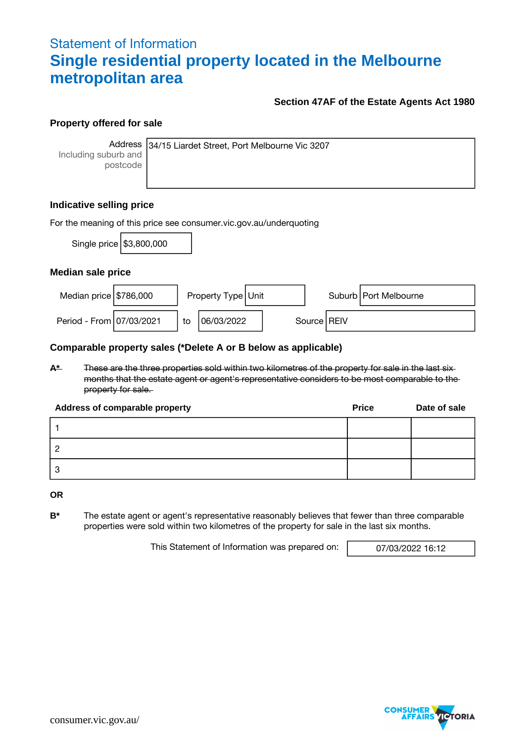Statement of Information

# Single residential property located in the Melbourne metropolitan area

**Section 47AF of the Estate Agents Act 1980**

## Property offered for sale

| Address Including suburb and postcode | 34/15 Liardet Street, Port Melbourne Vic 3207 |
|---|---|

## Indicative selling price

For the meaning of this price see consumer.vic.gov.au/underquoting

| Single price | $3,800,000 |
|---|---|

## Median sale price

| Median price | $786,000 | Property Type | Unit | Suburb | Port Melbourne |
|---|---|---|---|---|---|
| Period - From | 07/03/2021 | to | 06/03/2022 | Source | REIV |

## Comparable property sales (*Delete A or B below as applicable)

~~A* These are the three properties sold within two kilometres of the property for sale in the last six months that the estate agent or agent's representative considers to be most comparable to the property for sale.~~

| Address of comparable property | Price | Date of sale |
|---|---|---|
| 1 | | |
| 2 | | |
| 3 | | |

**OR**

**B*** The estate agent or agent's representative reasonably believes that fewer than three comparable properties were sold within two kilometres of the property for sale in the last six months.

This Statement of Information was prepared on: 07/03/2022 16:12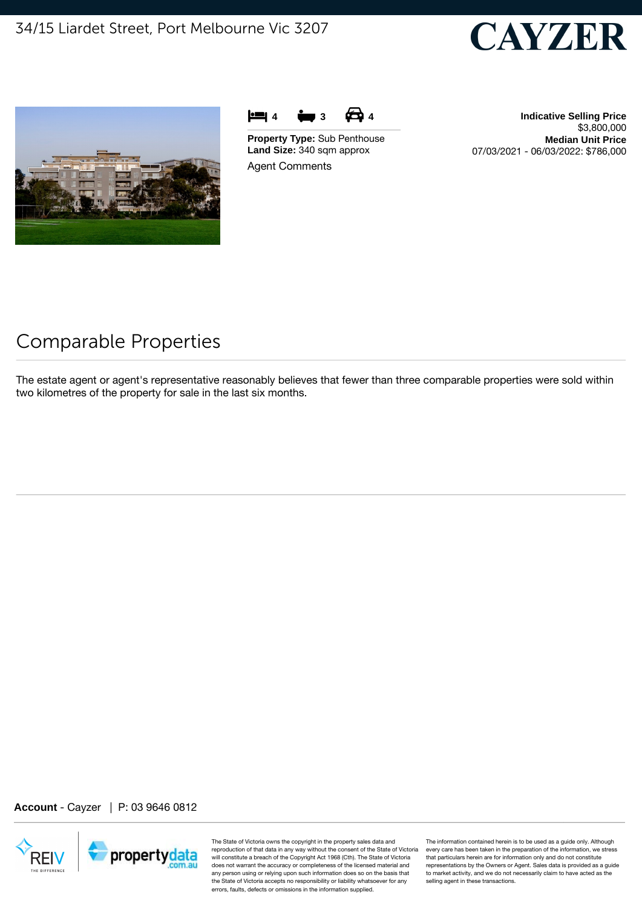# 34/15 Liardet Street, Port Melbourne Vic 3207

CAYZER

4 3 4

**Property Type:** Sub Penthouse
**Land Size:** 340 sqm approx
Agent Comments

**Indicative Selling Price**
$3,800,000
**Median Unit Price**
07/03/2021 - 06/03/2022: $786,000

## Comparable Properties

The estate agent or agent's representative reasonably believes that fewer than three comparable properties were sold within two kilometres of the property for sale in the last six months.

**Account** - Cayzer | P: 03 9646 0812

The State of Victoria owns the copyright in the property sales data and reproduction of that data in any way without the consent of the State of Victoria will constitute a breach of the Copyright Act 1968 (Cth). The State of Victoria does not warrant the accuracy or completeness of the licensed material and any person using or relying upon such information does so on the basis that the State of Victoria accepts no responsibility or liability whatsoever for any errors, faults, defects or omissions in the information supplied.

The information contained herein is to be used as a guide only. Although every care has been taken in the preparation of the information, we stress that particulars herein are for information only and do not constitute representations by the Owners or Agent. Sales data is provided as a guide to market activity, and we do not necessarily claim to have acted as the selling agent in these transactions.